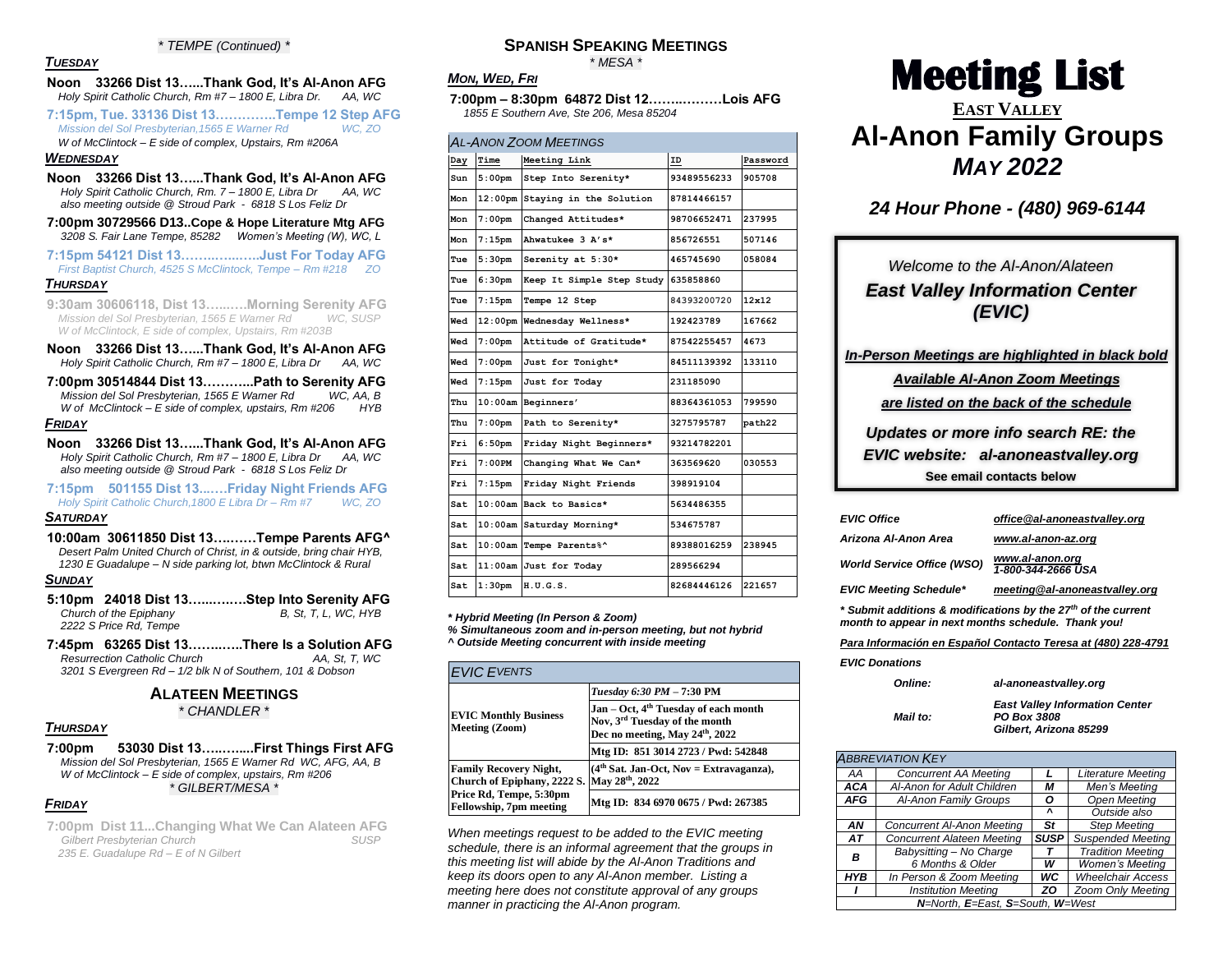*\* TEMPE (Continued) \**

***TUESDAY***

**Noon 33266 Dist 13…...Thank God, It's Al-Anon AFG**
*Holy Spirit Catholic Church, Rm #7 – 1800 E, Libra Dr. AA, WC*

7:15pm, Tue. 33136 Dist 13…………..Tempe 12 Step AFG
*Mission del Sol Presbyterian,1565 E Warner Rd WC, ZO*
*W of McClintock – E side of complex, Upstairs, Rm #206A*

***WEDNESDAY***

**Noon 33266 Dist 13…...Thank God, It's Al-Anon AFG**
*Holy Spirit Catholic Church, Rm. 7 – 1800 E, Libra Dr AA, WC*
*also meeting outside @ Stroud Park - 6818 S Los Feliz Dr*

**7:00pm 30729566 D13..Cope & Hope Literature Mtg AFG**
*3208 S. Fair Lane Tempe, 85282 Women's Meeting (W), WC, L*

7:15pm 54121 Dist 13……..…..…..Just For Today AFG
*First Baptist Church, 4525 S McClintock, Tempe – Rm #218 ZO*

***THURSDAY***

9:30am 30606118, Dist 13…..…..Morning Serenity AFG
*Mission del Sol Presbyterian, 1565 E Warner Rd WC, SUSP*
*W of McClintock, E side of complex, Upstairs, Rm #203B*

**Noon 33266 Dist 13…...Thank God, It's Al-Anon AFG**
*Holy Spirit Catholic Church, Rm #7 – 1800 E, Libra Dr AA, WC*

**7:00pm 30514844 Dist 13………..Path to Serenity AFG**
*Mission del Sol Presbyterian, 1565 E Warner Rd WC, AA, B*
*W of McClintock – E side of complex, upstairs, Rm #206 HYB*

***FRIDAY***

**Noon 33266 Dist 13…...Thank God, It's Al-Anon AFG**
*Holy Spirit Catholic Church, Rm #7 – 1800 E, Libra Dr AA, WC*
*also meeting outside @ Stroud Park - 6818 S Los Feliz Dr*

7:15pm 501155 Dist 13...…Friday Night Friends AFG
*Holy Spirit Catholic Church,1800 E Libra Dr – Rm #7 WC, ZO*

***SATURDAY***

**10:00am 30611850 Dist 13…..….Tempe Parents AFG^**
*Desert Palm United Church of Christ, in & outside, bring chair HYB,*
*1230 E Guadalupe – N side parking lot, btwn McClintock & Rural*

***SUNDAY***

**5:10pm 24018 Dist 13….…..….Step Into Serenity AFG**
*Church of the Epiphany B, St, T, L, WC, HYB*
*2222 S Price Rd, Tempe*

**7:45pm 63265 Dist 13……..…..There Is a Solution AFG**
*Resurrection Catholic Church AA, St, T, WC*
*3201 S Evergreen Rd – 1/2 blk N of Southern, 101 & Dobson*

## ALATEEN MEETINGS

*\* CHANDLER \**

***THURSDAY***

**7:00pm 53030 Dist 13….….....First Things First AFG**
*Mission del Sol Presbyterian, 1565 E Warner Rd WC, AFG, AA, B*
*W of McClintock – E side of complex, upstairs, Rm #206*

*\* GILBERT/MESA \**

***FRIDAY***

7:00pm Dist 11...Changing What We Can Alateen AFG
*Gilbert Presbyterian Church SUSP*
*235 E. Guadalupe Rd – E of N Gilbert*

## SPANISH SPEAKING MEETINGS

*\* MESA \**

***MON, WED, FRI***

**7:00pm – 8:30pm 64872 Dist 12……...……Lois AFG**
*1855 E Southern Ave, Ste 206, Mesa 85204*

***AL-ANON ZOOM MEETINGS***

| Day | Time | Meeting Link | ID | Password |
|---|---|---|---|---|
| Sun | 5:00pm | Step Into Serenity* | 93489556233 | 905708 |
| Mon | 12:00pm | Staying in the Solution | 87814466157 | |
| Mon | 7:00pm | Changed Attitudes* | 98706652471 | 237995 |
| Mon | 7:15pm | Ahwatukee 3 A's* | 856726551 | 507146 |
| Tue | 5:30pm | Serenity at 5:30* | 465745690 | 058084 |
| Tue | 6:30pm | Keep It Simple Step Study | 635858860 | |
| Tue | 7:15pm | Tempe 12 Step | 84393200720 | 12x12 |
| Wed | 12:00pm | Wednesday Wellness* | 192423789 | 167662 |
| Wed | 7:00pm | Attitude of Gratitude* | 87542255457 | 4673 |
| Wed | 7:00pm | Just for Tonight* | 84511139392 | 133110 |
| Wed | 7:15pm | Just for Today | 231185090 | |
| Thu | 10:00am | Beginners' | 88364361053 | 799590 |
| Thu | 7:00pm | Path to Serenity* | 3275795787 | path22 |
| Fri | 6:50pm | Friday Night Beginners* | 93214782201 | |
| Fri | 7:00PM | Changing What We Can* | 363569620 | 030553 |
| Fri | 7:15pm | Friday Night Friends | 398919104 | |
| Sat | 10:00am | Back to Basics* | 5634486355 | |
| Sat | 10:00am | Saturday Morning* | 534675787 | |
| Sat | 10:00am | Tempe Parents%^ | 89388016259 | 238945 |
| Sat | 11:00am | Just for Today | 289566294 | |
| Sat | 1:30pm | H.U.G.S. | 82684446126 | 221657 |

***\* Hybrid Meeting (In Person & Zoom)***
***% Simultaneous zoom and in-person meeting, but not hybrid***
***^ Outside Meeting concurrent with inside meeting***

| *EVIC EVENTS* | |
|---|---|
| **EVIC Monthly Business Meeting (Zoom)** | ***Tuesday 6:30 PM – 7:30 PM*** |
| | **Jan – Oct, 4th Tuesday of each month Nov, 3rd Tuesday of the month Dec no meeting, May 24th, 2022** |
| | **Mtg ID: 851 3014 2723 / Pwd: 542848** |
| **Family Recovery Night, Church of Epiphany, 2222 S. Price Rd, Tempe, 5:30pm Fellowship, 7pm meeting** | **(4th Sat. Jan-Oct, Nov = Extravaganza), May 28th, 2022** |
| | **Mtg ID: 834 6970 0675 / Pwd: 267385** |

*When meetings request to be added to the EVIC meeting schedule, there is an informal agreement that the groups in this meeting list will abide by the Al-Anon Traditions and keep its doors open to any Al-Anon member. Listing a meeting here does not constitute approval of any groups manner in practicing the Al-Anon program.*

# Meeting List

## EAST VALLEY
## Al-Anon Family Groups
## *MAY 2022*

***24 Hour Phone - (480) 969-6144***

*Welcome to the Al-Anon/Alateen*
***East Valley Information Center (EVIC)***

***In-Person Meetings are highlighted in black bold***
***Available Al-Anon Zoom Meetings***
***are listed on the back of the schedule***
***Updates or more info search RE: the EVIC website: al-anoneastvalley.org***
**See email contacts below**

| | |
|---|---|
| ***EVIC Office*** | ***office@al-anoneastvalley.org*** |
| ***Arizona Al-Anon Area*** | ***www.al-anon-az.org*** |
| ***World Service Office (WSO)*** | ***www.al-anon.org 1-800-344-2666 USA*** |
| ***EVIC Meeting Schedule\**** | ***meeting@al-anoneastvalley.org*** |

***\* Submit additions & modifications by the 27th of the current month to appear in next months schedule. Thank you!***

***Para Información en Español Contacto Teresa at (480) 228-4791***

***EVIC Donations***

| | |
|---|---|
| ***Online:*** | ***al-anoneastvalley.org*** |
| ***Mail to:*** | ***East Valley Information Center PO Box 3808 Gilbert, Arizona 85299*** |

| *ABBREVIATION KEY* | | | |
|---|---|---|---|
| AA | Concurrent AA Meeting | L | Literature Meeting |
| ACA | Al-Anon for Adult Children | M | Men's Meeting |
| AFG | Al-Anon Family Groups | O | Open Meeting |
| | | ^ | Outside also |
| AN | Concurrent Al-Anon Meeting | St | Step Meeting |
| AT | Concurrent Alateen Meeting | SUSP | Suspended Meeting |
| B | Babysitting – No Charge 6 Months & Older | T | Tradition Meeting |
| | | W | Women's Meeting |
| HYB | In Person & Zoom Meeting | WC | Wheelchair Access |
| I | Institution Meeting | ZO | Zoom Only Meeting |
| ***N=North, E=East, S=South, W=West*** | | | |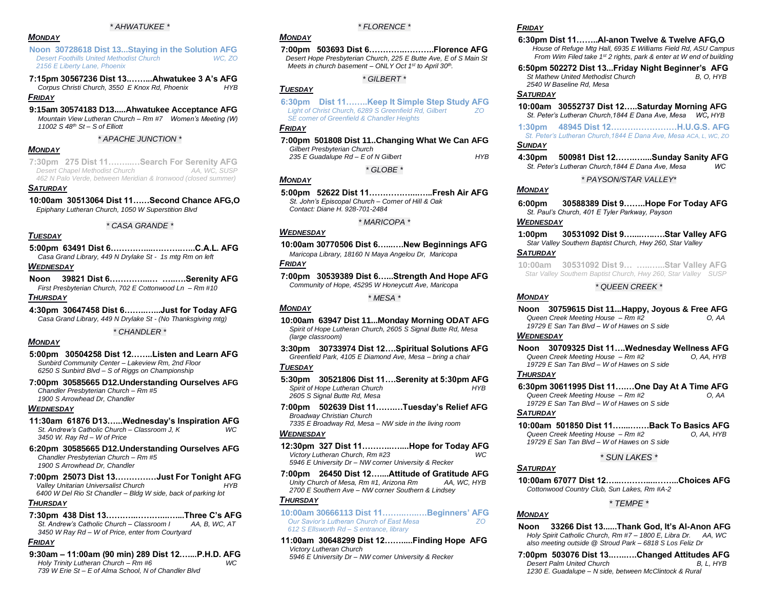*\* AHWATUKEE \**

***MONDAY***

**Noon 30728618 Dist 13...Staying in the Solution AFG**
*Desert Foothills United Methodist Church WC, ZO*
*2156 E Liberty Lane, Phoenix*

**7:15pm 30567236 Dist 13..……...Ahwatukee 3 A's AFG**
*Corpus Christi Church, 3550 E Knox Rd, Phoenix HYB*

***FRIDAY***

**9:15am 30574183 D13.....Ahwatukee Acceptance AFG**
*Mountain View Lutheran Church – Rm #7 Women's Meeting (W)*
*11002 S 48th St – S of Elliott*

*\* APACHE JUNCTION \**

***MONDAY***

**7:30pm 275 Dist 11……..…Search For Serenity AFG**
*Desert Chapel Methodist Church AA, WC, SUSP*
*462 N Palo Verde, between Meridian & Ironwood (closed summer)*

***SATURDAY***

**10:00am 30513064 Dist 11……Second Chance AFG,O**
*Epiphany Lutheran Church, 1050 W Superstition Blvd*

*\* CASA GRANDE \**

***TUESDAY***

**5:00pm 63491 Dist 6…………...……….…...C.A.L. AFG**
*Casa Grand Library, 449 N Drylake St - 1s mtg Rm on left*

***WEDNESDAY***

**Noon 39821 Dist 6…………..… …..…Serenity AFG**
*First Presbyterian Church, 702 E Cottonwood Ln – Rm #10*

***THURSDAY***

**4:30pm 30647458 Dist 6……..…...Just for Today AFG**
*Casa Grand Library, 449 N Drylake St - (No Thanksgiving mtg)*

*\* CHANDLER \**

***MONDAY***

**5:00pm 30504258 Dist 12……..Listen and Learn AFG**
*Sunbird Community Center – Lakeview Rm, 2nd Floor*
*6250 S Sunbird Blvd – S of Riggs on Championship*

**7:00pm 30585665 D12.Understanding Ourselves AFG**
*Chandler Presbyterian Church – Rm #5*
*1900 S Arrowhead Dr, Chandler*

***WEDNESDAY***

**11:30am 61876 D13…...Wednesday's Inspiration AFG**
*St. Andrew's Catholic Church – Classroom J, K WC*
*3450 W. Ray Rd – W of Price*

**6:20pm 30585665 D12.Understanding Ourselves AFG**
*Chandler Presbyterian Church – Rm #5*
*1900 S Arrowhead Dr, Chandler*

**7:00pm 25073 Dist 13……………Just For Tonight AFG**
*Valley Unitarian Universalist Church HYB*
*6400 W Del Rio St Chandler – Bldg W side, back of parking lot*

***THURSDAY***

**7:30pm 438 Dist 13………..……….…....Three C's AFG**
*St. Andrew's Catholic Church – Classroom I AA, B, WC, AT*
*3450 W Ray Rd – W of Price, enter from Courtyard*

***FRIDAY***

**9:30am – 11:00am (90 min) 289 Dist 12…....P.H.D. AFG**
*Holy Trinity Lutheran Church – Rm #6 WC*
*739 W Erie St – E of Alma School, N of Chandler Blvd*

*\* FLORENCE \**

***MONDAY***

**7:00pm 503693 Dist 6……….……….Florence AFG**
*Desert Hope Presbyterian Church, 225 E Butte Ave, E of S Main St*
*Meets in church basement – ONLY Oct 1st to April 30th.*

*\* GILBERT \**

***TUESDAY***

**6:30pm Dist 11……..Keep It Simple Step Study AFG**
*Light of Christ Church, 6289 S Greenfield Rd, Gilbert ZO*
*SE corner of Greenfield & Chandler Heights*

***FRIDAY***

**7:00pm 501808 Dist 11..Changing What We Can AFG**
*Gilbert Presbyterian Church*
*235 E Guadalupe Rd – E of N Gilbert HYB*

*\* GLOBE \**

***MONDAY***

**5:00pm 52622 Dist 11……………...…..Fresh Air AFG**
*St. John's Episcopal Church – Corner of Hill & Oak*
*Contact: Diane H. 928-701-2484*

*\* MARICOPA \**

***WEDNESDAY***

**10:00am 30770506 Dist 6…...…New Beginnings AFG**
*Maricopa Library, 18160 N Maya Angelou Dr, Maricopa*

***FRIDAY***

**7:00pm 30539389 Dist 6…...Strength And Hope AFG**
*Community of Hope, 45295 W Honeycutt Ave, Maricopa*

*\* MESA \**

***MONDAY***

**10:00am 63947 Dist 11...Monday Morning ODAT AFG**
*Spirit of Hope Lutheran Church, 2605 S Signal Butte Rd, Mesa (large classroom)*

**3:30pm 30733974 Dist 12….Spiritual Solutions AFG**
*Greenfield Park, 4105 E Diamond Ave, Mesa – bring a chair*

***TUESDAY***

**5:30pm 30521806 Dist 11….Serenity at 5:30pm AFG**
*Spirit of Hope Lutheran Church HYB*
*2605 S Signal Butte Rd, Mesa*

**7:00pm 502639 Dist 11……….Tuesday's Relief AFG**
*Broadway Christian Church*
*7335 E Broadway Rd, Mesa – NW side in the living room*

***WEDNESDAY***

**12:30pm 327 Dist 11…………..…..Hope for Today AFG**
*Victory Lutheran Church, Rm #23 WC*
*5946 E University Dr – NW corner University & Recker*

**7:00pm 26450 Dist 12…....Attitude of Gratitude AFG**
*Unity Church of Mesa, Rm #1, Arizona Rm AA, WC, HYB*
*2700 E Southern Ave – NW corner Southern & Lindsey*

***THURSDAY***

**10:00am 30666113 Dist 11……..…..…Beginners' AFG**
*Our Savior's Lutheran Church of East Mesa ZO*
*612 S Ellsworth Rd – S entrance, library*

**11:00am 30648299 Dist 12……....Finding Hope AFG**
*Victory Lutheran Church*
*5946 E University Dr – NW corner University & Recker*

***FRIDAY***

**6:30pm Dist 11……..Al-anon Twelve & Twelve AFG,O**
*House of Refuge Mtg Hall, 6935 E Williams Field Rd, ASU Campus*
*From Wim Filed take 1st 2 rights, park & enter at W end of building*

**6:50pm 502272 Dist 13...Friday Night Beginner's AFG**
*St Mathew United Methodist Church B, O, HYB*
*2540 W Baseline Rd, Mesa*

***SATURDAY***

**10:00am 30552737 Dist 12…..Saturday Morning AFG**
*St. Peter's Lutheran Church,1844 E Dana Ave, Mesa WC, HYB*

**1:30pm 48945 Dist 12……………………H.U.G.S. AFG**
*St. Peter's Lutheran Church,1844 E Dana Ave, Mesa ACA, L, WC, ZO*

***SUNDAY***

**4:30pm 500981 Dist 12……….….Sunday Sanity AFG**
*St. Peter's Lutheran Church,1844 E Dana Ave, Mesa WC*

*\* PAYSON/STAR VALLEY\**

***MONDAY***

**6:00pm 30588389 Dist 9……..Hope For Today AFG**
*St. Paul's Church, 401 E Tyler Parkway, Payson*

***WEDNESDAY***

**1:00pm 30531092 Dist 9…...…..…Star Valley AFG**
*Star Valley Southern Baptist Church, Hwy 260, Star Valley*

***SATURDAY***

**10:00am 30531092 Dist 9… …..…..Star Valley AFG**
*Star Valley Southern Baptist Church, Hwy 260, Star Valley SUSP*

*\* QUEEN CREEK \**

***MONDAY***

**Noon 30759615 Dist 11...Happy, Joyous & Free AFG**
*Queen Creek Meeting House – Rm #2 O, AA*
*19729 E San Tan Blvd – W of Hawes on S side*

***WEDNESDAY***

**Noon 30709325 Dist 11….Wednesday Wellness AFG**
*Queen Creek Meeting House – Rm #2 O, AA, HYB*
*19729 E San Tan Blvd – W of Hawes on S side*

***THURSDAY***

**6:30pm 30611995 Dist 11…….One Day At A Time AFG**
*Queen Creek Meeting House – Rm #2 O, AA*
*19729 E San Tan Blvd – W of Hawes on S side*

***SATURDAY***

**10:00am 501850 Dist 11…...……Back To Basics AFG**
*Queen Creek Meeting House – Rm #2 O, AA, HYB*
*19729 E San Tan Blvd – W of Hawes on S side*

*\* SUN LAKES \**

***SATURDAY***

**10:00am 67077 Dist 12…..………....……..Choices AFG**
*Cottonwood Country Club, Sun Lakes, Rm #A-2*

*\* TEMPE \**

***MONDAY***

**Noon 33266 Dist 13......Thank God, It's Al-Anon AFG**
*Holy Spirit Catholic Church, Rm #7 – 1800 E, Libra Dr. AA, WC*
*also meeting outside @ Stroud Park – 6818 S Los Feliz Dr*

**7:00pm 503076 Dist 13..….….Changed Attitudes AFG**
*Desert Palm United Church B, L, HYB*
*1230 E. Guadalupe – N side, between McClintock & Rural*